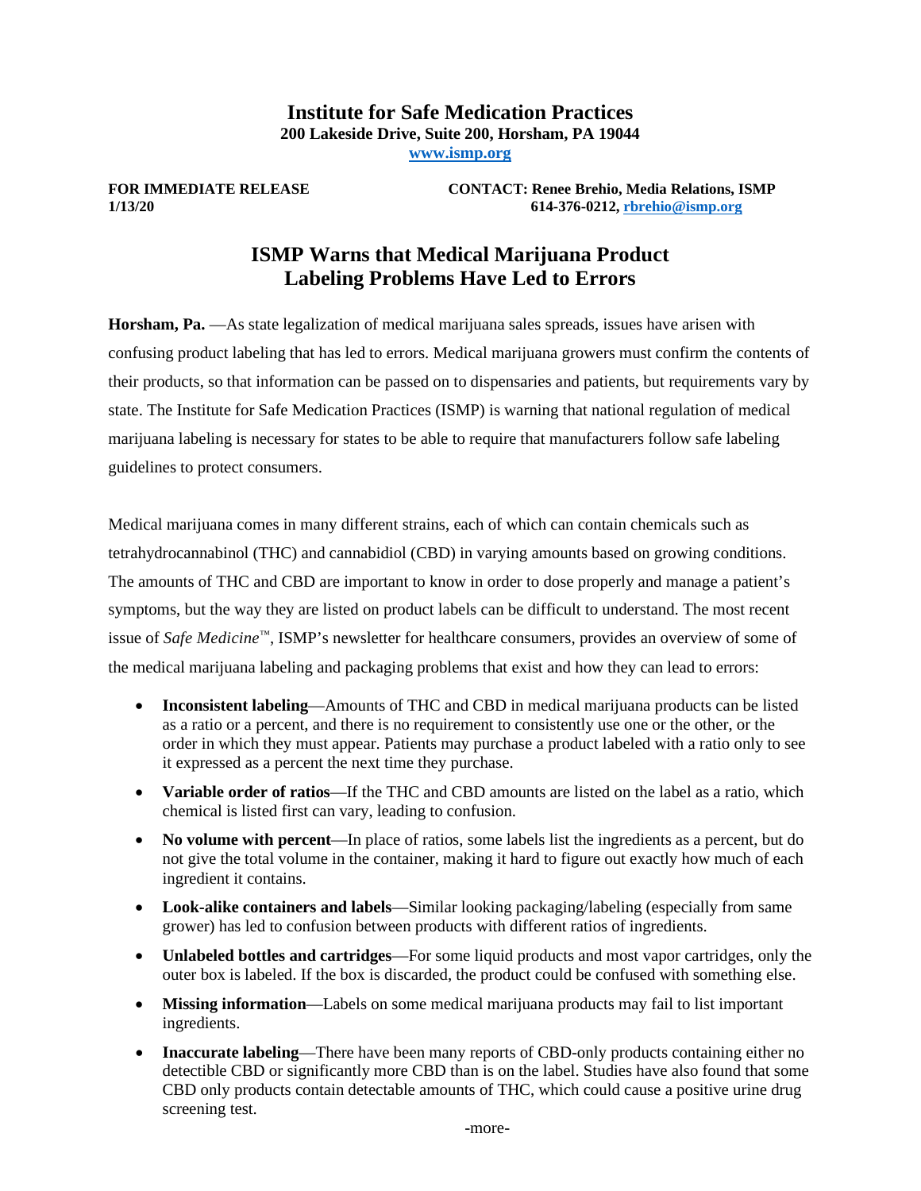# Institute for Safe Medication Practices

**200 Lakeside Drive, Suite 200, Horsham, PA 19044**

**[www.ismp.org](www.ismp.org)**

**FOR IMMEDIATE RELEASE**
**1/13/20**

**CONTACT: Renee Brehio, Media Relations, ISMP**
**614-376-0212, [rbrehio@ismp.org](mailto:rbrehio@ismp.org)**

## ISMP Warns that Medical Marijuana Product Labeling Problems Have Led to Errors

**Horsham, Pa.** —As state legalization of medical marijuana sales spreads, issues have arisen with confusing product labeling that has led to errors. Medical marijuana growers must confirm the contents of their products, so that information can be passed on to dispensaries and patients, but requirements vary by state. The Institute for Safe Medication Practices (ISMP) is warning that national regulation of medical marijuana labeling is necessary for states to be able to require that manufacturers follow safe labeling guidelines to protect consumers.

Medical marijuana comes in many different strains, each of which can contain chemicals such as tetrahydrocannabinol (THC) and cannabidiol (CBD) in varying amounts based on growing conditions. The amounts of THC and CBD are important to know in order to dose properly and manage a patient's symptoms, but the way they are listed on product labels can be difficult to understand. The most recent issue of *Safe Medicine*™, ISMP's newsletter for healthcare consumers, provides an overview of some of the medical marijuana labeling and packaging problems that exist and how they can lead to errors:

- **Inconsistent labeling**—Amounts of THC and CBD in medical marijuana products can be listed as a ratio or a percent, and there is no requirement to consistently use one or the other, or the order in which they must appear. Patients may purchase a product labeled with a ratio only to see it expressed as a percent the next time they purchase.
- **Variable order of ratios**—If the THC and CBD amounts are listed on the label as a ratio, which chemical is listed first can vary, leading to confusion.
- **No volume with percent**—In place of ratios, some labels list the ingredients as a percent, but do not give the total volume in the container, making it hard to figure out exactly how much of each ingredient it contains.
- **Look-alike containers and labels**—Similar looking packaging/labeling (especially from same grower) has led to confusion between products with different ratios of ingredients.
- **Unlabeled bottles and cartridges**—For some liquid products and most vapor cartridges, only the outer box is labeled. If the box is discarded, the product could be confused with something else.
- **Missing information**—Labels on some medical marijuana products may fail to list important ingredients.
- **Inaccurate labeling**—There have been many reports of CBD-only products containing either no detectable CBD or significantly more CBD than is on the label. Studies have also found that some CBD only products contain detectable amounts of THC, which could cause a positive urine drug screening test.

-more-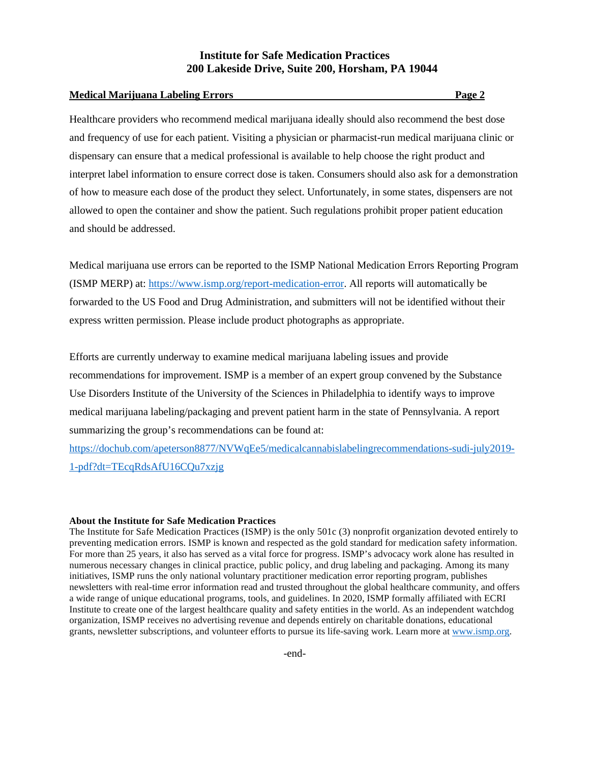Healthcare providers who recommend medical marijuana ideally should also recommend the best dose and frequency of use for each patient. Visiting a physician or pharmacist-run medical marijuana clinic or dispensary can ensure that a medical professional is available to help choose the right product and interpret label information to ensure correct dose is taken. Consumers should also ask for a demonstration of how to measure each dose of the product they select. Unfortunately, in some states, dispensers are not allowed to open the container and show the patient. Such regulations prohibit proper patient education and should be addressed.

Medical marijuana use errors can be reported to the ISMP National Medication Errors Reporting Program (ISMP MERP) at: https://www.ismp.org/report-medication-error. All reports will automatically be forwarded to the US Food and Drug Administration, and submitters will not be identified without their express written permission. Please include product photographs as appropriate.

Efforts are currently underway to examine medical marijuana labeling issues and provide recommendations for improvement. ISMP is a member of an expert group convened by the Substance Use Disorders Institute of the University of the Sciences in Philadelphia to identify ways to improve medical marijuana labeling/packaging and prevent patient harm in the state of Pennsylvania. A report summarizing the group's recommendations can be found at:
https://dochub.com/apeterson8877/NVWqEe5/medicalcannabislabelingrecommendations-sudi-july2019-1-pdf?dt=TEcqRdsAfU16CQu7xzjg

**About the Institute for Safe Medication Practices**

The Institute for Safe Medication Practices (ISMP) is the only 501c (3) nonprofit organization devoted entirely to preventing medication errors. ISMP is known and respected as the gold standard for medication safety information. For more than 25 years, it also has served as a vital force for progress. ISMP's advocacy work alone has resulted in numerous necessary changes in clinical practice, public policy, and drug labeling and packaging. Among its many initiatives, ISMP runs the only national voluntary practitioner medication error reporting program, publishes newsletters with real-time error information read and trusted throughout the global healthcare community, and offers a wide range of unique educational programs, tools, and guidelines. In 2020, ISMP formally affiliated with ECRI Institute to create one of the largest healthcare quality and safety entities in the world. As an independent watchdog organization, ISMP receives no advertising revenue and depends entirely on charitable donations, educational grants, newsletter subscriptions, and volunteer efforts to pursue its life-saving work. Learn more at www.ismp.org.

-end-